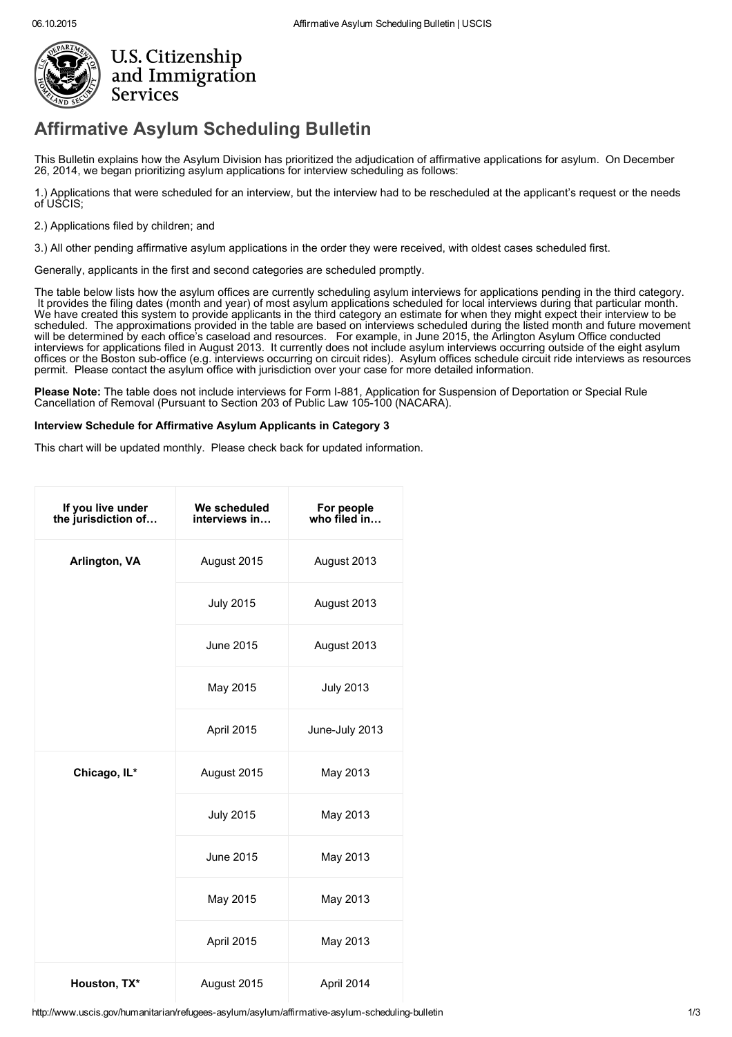# Affirmative Asylum Scheduling Bulletin

This Bulletin explains how the Asylum Division has prioritized the adjudication of affirmative applications for asylum. On December 26, 2014, we began prioritizing asylum applications for interview scheduling as follows:

1.) Applications that were scheduled for an interview, but the interview had to be rescheduled at the applicant's request or the needs of USCIS;

2.) Applications filed by children; and

3.) All other pending affirmative asylum applications in the order they were received, with oldest cases scheduled first.

Generally, applicants in the first and second categories are scheduled promptly.

The table below lists how the asylum offices are currently scheduling asylum interviews for applications pending in the third category. It provides the filing dates (month and year) of most asylum applications scheduled for local interviews during that particular month. We have created this system to provide applicants in the third category an estimate for when they might expect their interview to be scheduled. The approximations provided in the table are based on interviews scheduled during the listed month and future movement will be determined by each office's caseload and resources. For example, in June 2015, the Arlington Asylum Office conducted interviews for applications filed in August 2013. It currently does not include asylum interviews occurring outside of the eight asylum offices or the Boston sub-office (e.g. interviews occurring on circuit rides). Asylum offices schedule circuit ride interviews as resources permit. Please contact the asylum office with jurisdiction over your case for more detailed information.

**Please Note:** The table does not include interviews for Form I-881, Application for Suspension of Deportation or Special Rule Cancellation of Removal (Pursuant to Section 203 of Public Law 105-100 (NACARA).

**Interview Schedule for Affirmative Asylum Applicants in Category 3**

This chart will be updated monthly. Please check back for updated information.

| If you live under the jurisdiction of… | We scheduled interviews in… | For people who filed in… |
|---|---|---|
| **Arlington, VA** | August 2015 | August 2013 |
| | July 2015 | August 2013 |
| | June 2015 | August 2013 |
| | May 2015 | July 2013 |
| | April 2015 | June-July 2013 |
| **Chicago, IL*** | August 2015 | May 2013 |
| | July 2015 | May 2013 |
| | June 2015 | May 2013 |
| | May 2015 | May 2013 |
| | April 2015 | May 2013 |
| **Houston, TX*** | August 2015 | April 2014 |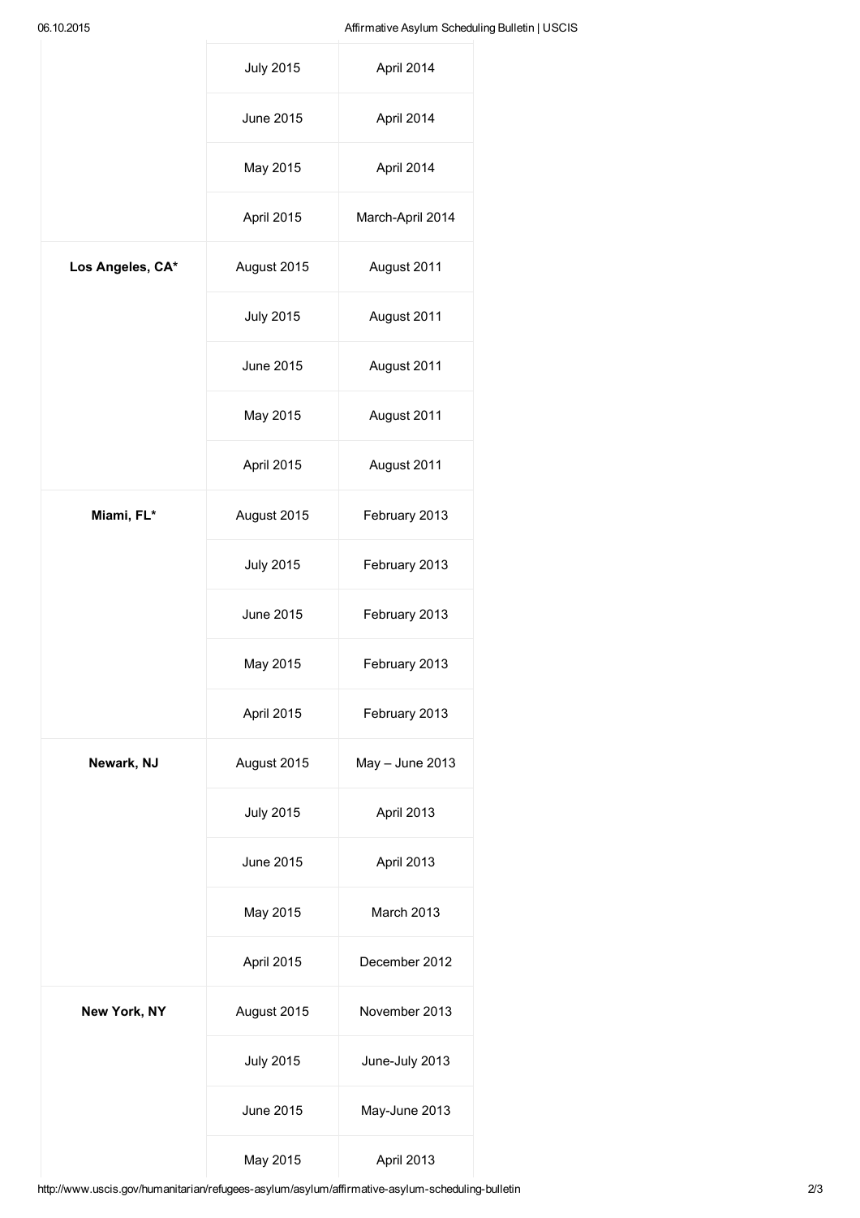| | | |
|---|---|---|
| | July 2015 | April 2014 |
| | June 2015 | April 2014 |
| | May 2015 | April 2014 |
| | April 2015 | March-April 2014 |
| **Los Angeles, CA*** | August 2015 | August 2011 |
| | July 2015 | August 2011 |
| | June 2015 | August 2011 |
| | May 2015 | August 2011 |
| | April 2015 | August 2011 |
| **Miami, FL*** | August 2015 | February 2013 |
| | July 2015 | February 2013 |
| | June 2015 | February 2013 |
| | May 2015 | February 2013 |
| | April 2015 | February 2013 |
| **Newark, NJ** | August 2015 | May – June 2013 |
| | July 2015 | April 2013 |
| | June 2015 | April 2013 |
| | May 2015 | March 2013 |
| | April 2015 | December 2012 |
| **New York, NY** | August 2015 | November 2013 |
| | July 2015 | June-July 2013 |
| | June 2015 | May-June 2013 |
| | May 2015 | April 2013 |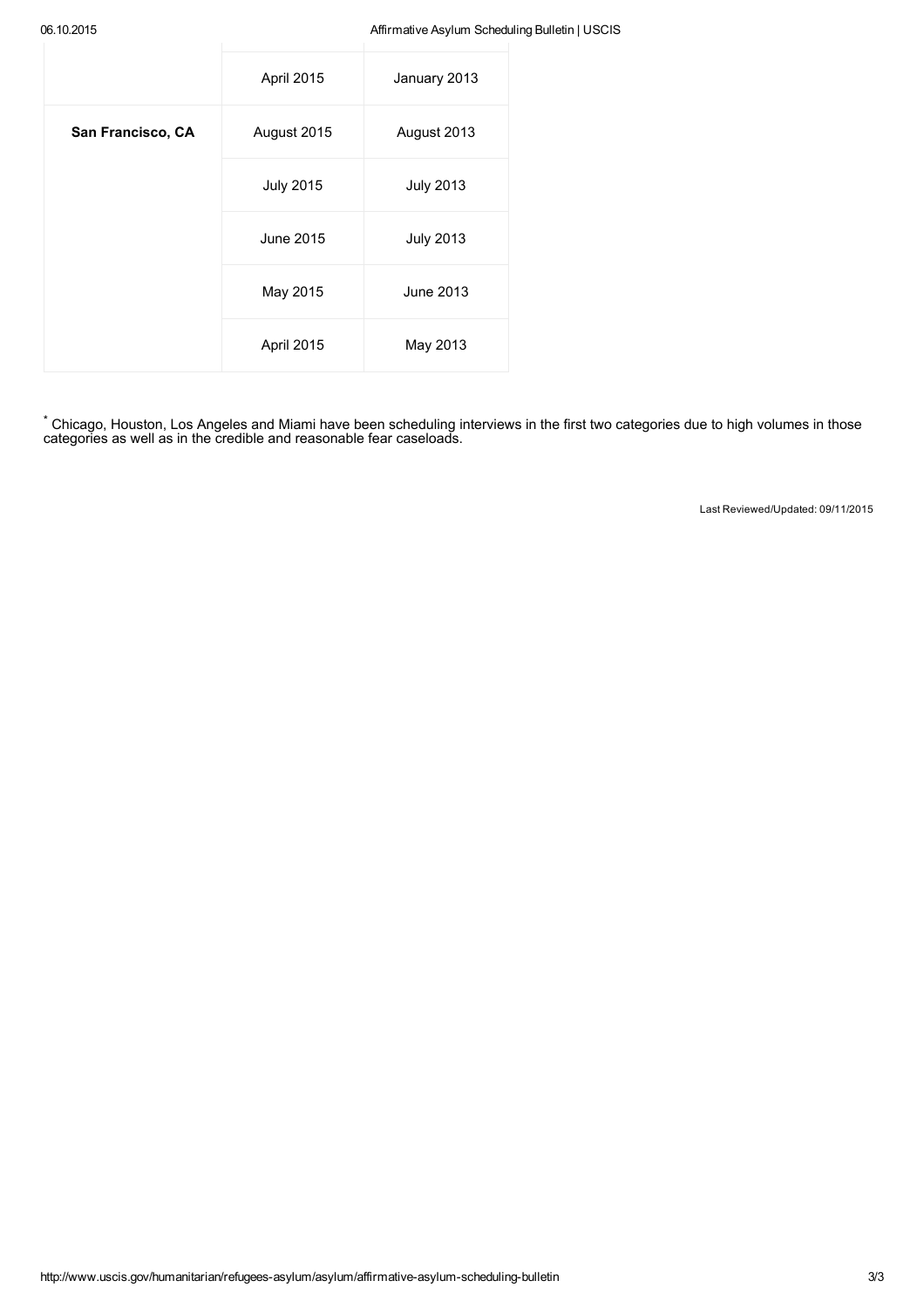| | | |
|---|---|---|
| | April 2015 | January 2013 |
| **San Francisco, CA** | August 2015 | August 2013 |
| | July 2015 | July 2013 |
| | June 2015 | July 2013 |
| | May 2015 | June 2013 |
| | April 2015 | May 2013 |

* Chicago, Houston, Los Angeles and Miami have been scheduling interviews in the first two categories due to high volumes in those categories as well as in the credible and reasonable fear caseloads.

Last Reviewed/Updated: 09/11/2015